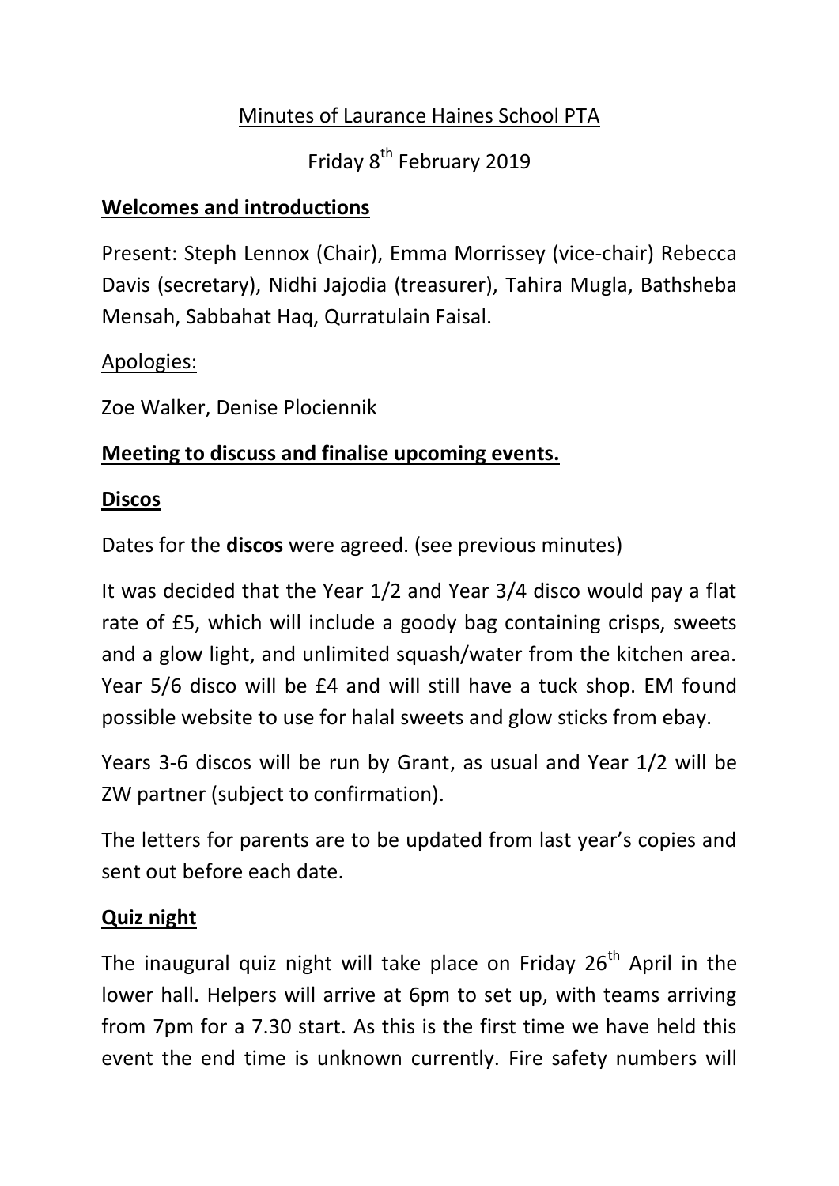# Minutes of Laurance Haines School PTA

Friday 8th February 2019

## Welcomes and introductions

Present: Steph Lennox (Chair), Emma Morrissey (vice-chair) Rebecca Davis (secretary), Nidhi Jajodia (treasurer), Tahira Mugla, Bathsheba Mensah, Sabbahat Haq, Qurratulain Faisal.

Apologies:

Zoe Walker, Denise Plociennik

## Meeting to discuss and finalise upcoming events.

### Discos

Dates for the **discos** were agreed. (see previous minutes)

It was decided that the Year 1/2 and Year 3/4 disco would pay a flat rate of £5, which will include a goody bag containing crisps, sweets and a glow light, and unlimited squash/water from the kitchen area. Year 5/6 disco will be £4 and will still have a tuck shop. EM found possible website to use for halal sweets and glow sticks from ebay.

Years 3-6 discos will be run by Grant, as usual and Year 1/2 will be ZW partner (subject to confirmation).

The letters for parents are to be updated from last year's copies and sent out before each date.

### Quiz night

The inaugural quiz night will take place on Friday 26th April in the lower hall. Helpers will arrive at 6pm to set up, with teams arriving from 7pm for a 7.30 start. As this is the first time we have held this event the end time is unknown currently. Fire safety numbers will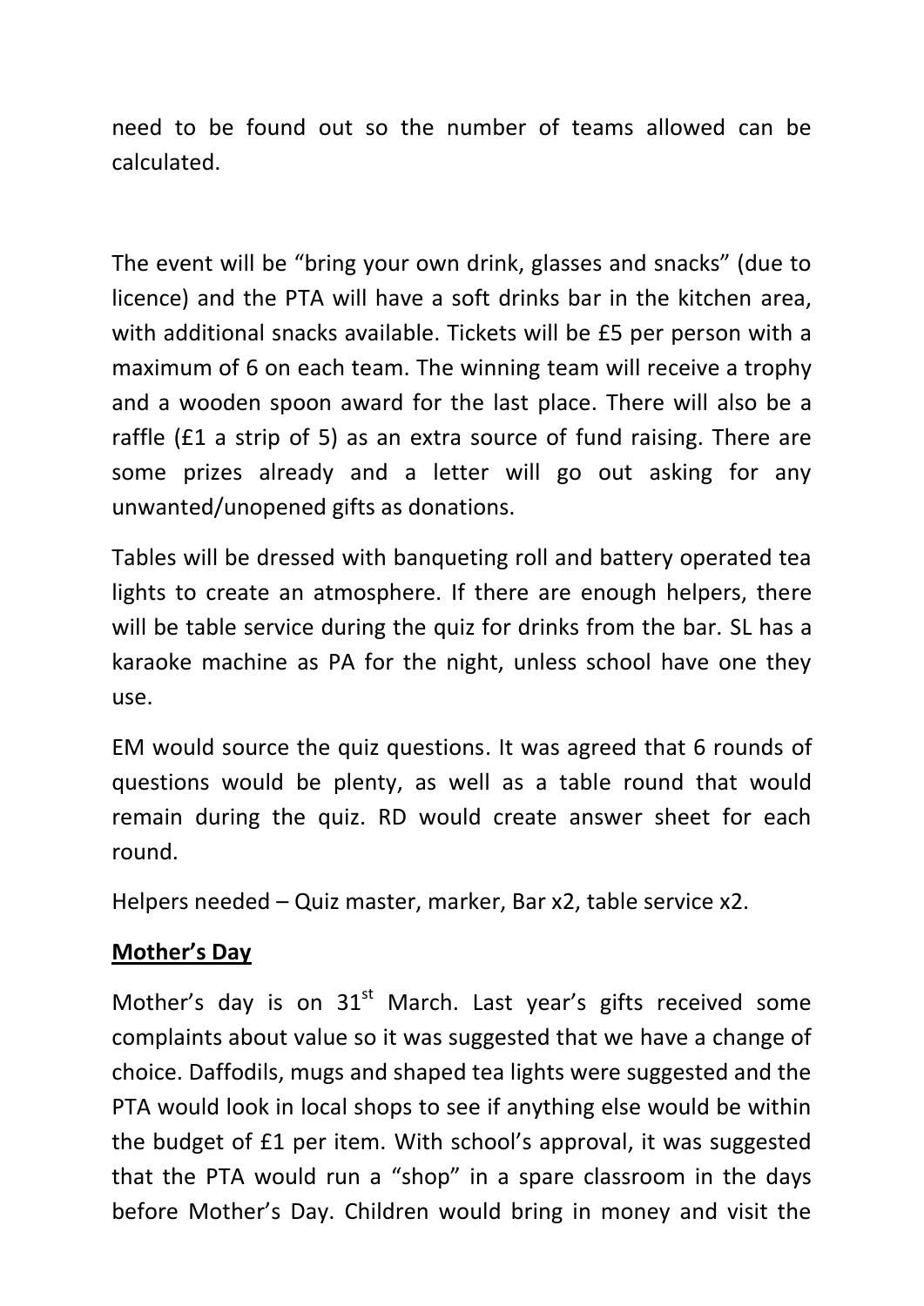need to be found out so the number of teams allowed can be calculated.

The event will be "bring your own drink, glasses and snacks" (due to licence) and the PTA will have a soft drinks bar in the kitchen area, with additional snacks available. Tickets will be £5 per person with a maximum of 6 on each team. The winning team will receive a trophy and a wooden spoon award for the last place. There will also be a raffle (£1 a strip of 5) as an extra source of fund raising. There are some prizes already and a letter will go out asking for any unwanted/unopened gifts as donations.

Tables will be dressed with banqueting roll and battery operated tea lights to create an atmosphere. If there are enough helpers, there will be table service during the quiz for drinks from the bar. SL has a karaoke machine as PA for the night, unless school have one they use.

EM would source the quiz questions. It was agreed that 6 rounds of questions would be plenty, as well as a table round that would remain during the quiz. RD would create answer sheet for each round.

Helpers needed – Quiz master, marker, Bar x2, table service x2.

**<u>Mother's Day</u>**

Mother's day is on 31st March. Last year's gifts received some complaints about value so it was suggested that we have a change of choice. Daffodils, mugs and shaped tea lights were suggested and the PTA would look in local shops to see if anything else would be within the budget of £1 per item. With school's approval, it was suggested that the PTA would run a "shop" in a spare classroom in the days before Mother's Day. Children would bring in money and visit the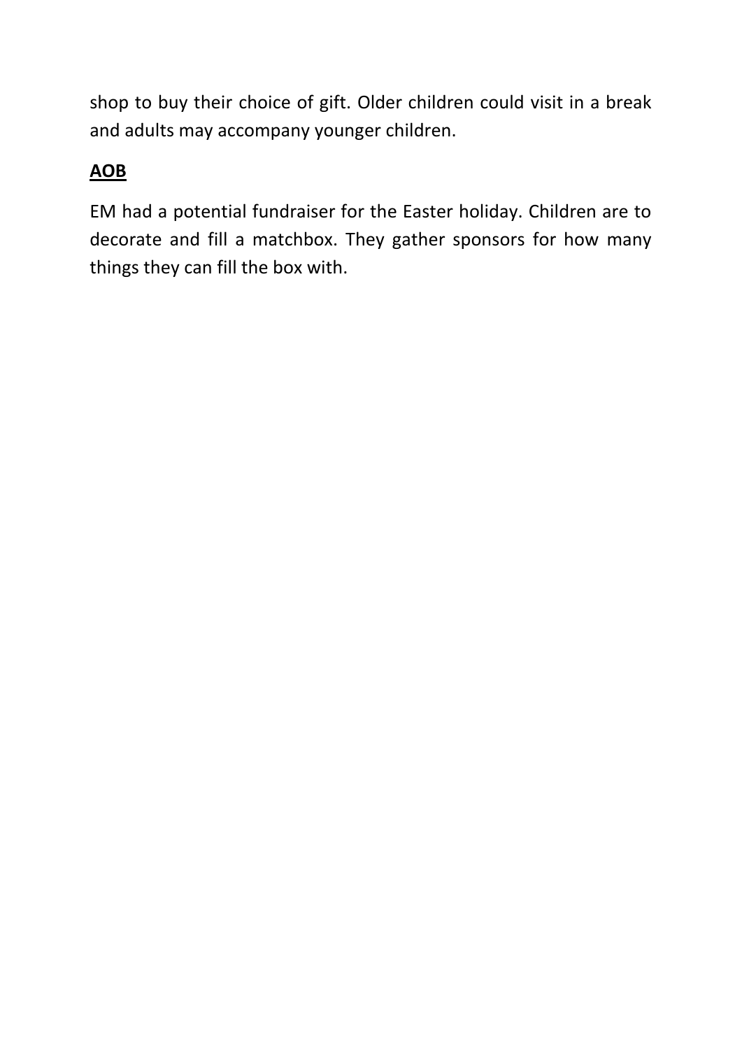shop to buy their choice of gift. Older children could visit in a break and adults may accompany younger children.

## AOB

EM had a potential fundraiser for the Easter holiday. Children are to decorate and fill a matchbox. They gather sponsors for how many things they can fill the box with.